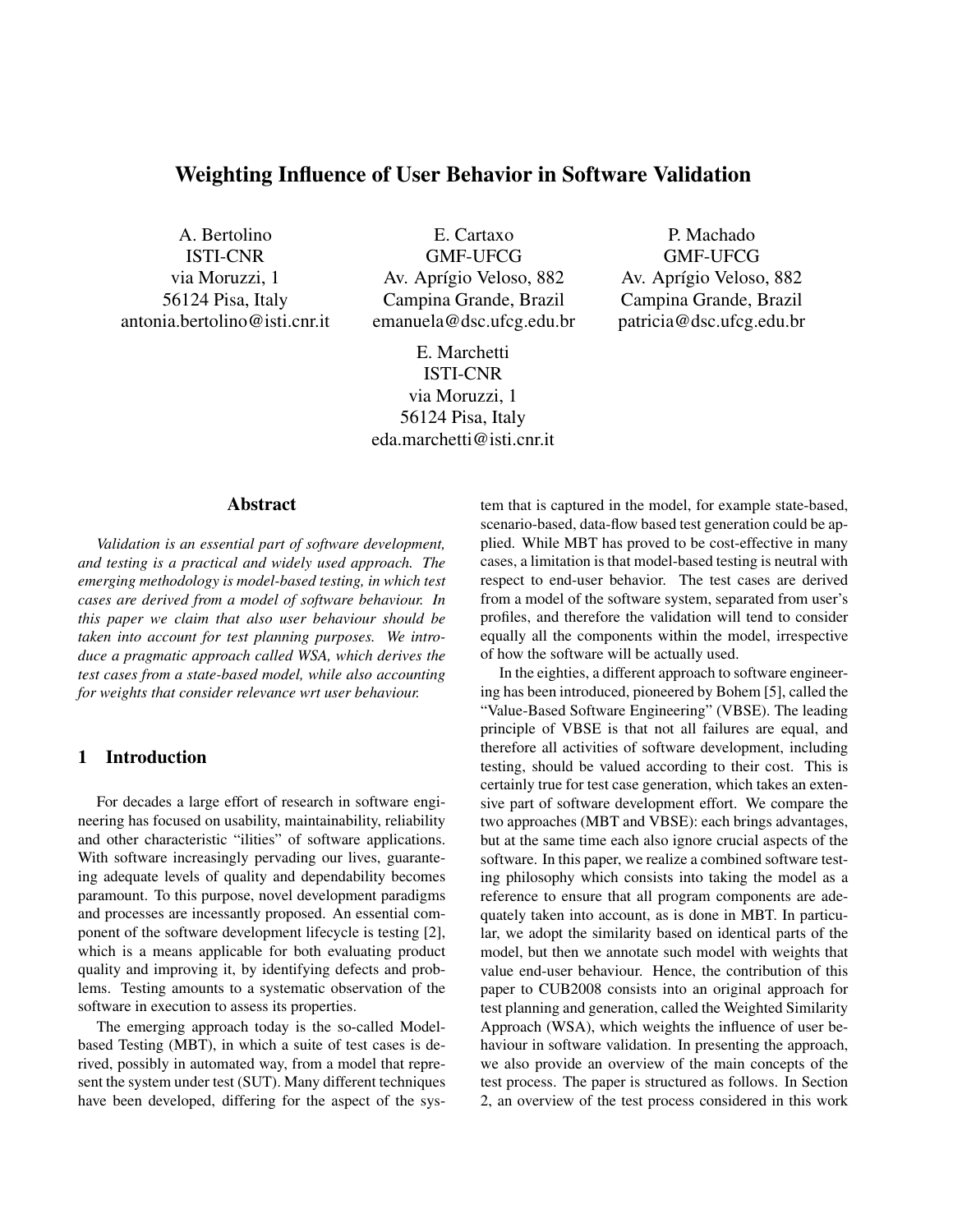# Weighting Influence of User Behavior in Software Validation

A. Bertolino
ISTI-CNR
via Moruzzi, 1
56124 Pisa, Italy
antonia.bertolino@isti.cnr.it

E. Cartaxo
GMF-UFCG
Av. Aprígio Veloso, 882
Campina Grande, Brazil
emanuela@dsc.ufcg.edu.br

P. Machado
GMF-UFCG
Av. Aprígio Veloso, 882
Campina Grande, Brazil
patricia@dsc.ufcg.edu.br

E. Marchetti
ISTI-CNR
via Moruzzi, 1
56124 Pisa, Italy
eda.marchetti@isti.cnr.it

## Abstract

*Validation is an essential part of software development, and testing is a practical and widely used approach. The emerging methodology is model-based testing, in which test cases are derived from a model of software behaviour. In this paper we claim that also user behaviour should be taken into account for test planning purposes. We introduce a pragmatic approach called WSA, which derives the test cases from a state-based model, while also accounting for weights that consider relevance wrt user behaviour.*

## 1 Introduction

For decades a large effort of research in software engineering has focused on usability, maintainability, reliability and other characteristic "ilities" of software applications. With software increasingly pervading our lives, guaranteeing adequate levels of quality and dependability becomes paramount. To this purpose, novel development paradigms and processes are incessantly proposed. An essential component of the software development lifecycle is testing [2], which is a means applicable for both evaluating product quality and improving it, by identifying defects and problems. Testing amounts to a systematic observation of the software in execution to assess its properties.

The emerging approach today is the so-called Model-based Testing (MBT), in which a suite of test cases is derived, possibly in automated way, from a model that represent the system under test (SUT). Many different techniques have been developed, differing for the aspect of the system that is captured in the model, for example state-based, scenario-based, data-flow based test generation could be applied. While MBT has proved to be cost-effective in many cases, a limitation is that model-based testing is neutral with respect to end-user behavior. The test cases are derived from a model of the software system, separated from user's profiles, and therefore the validation will tend to consider equally all the components within the model, irrespective of how the software will be actually used.

In the eighties, a different approach to software engineering has been introduced, pioneered by Bohem [5], called the "Value-Based Software Engineering" (VBSE). The leading principle of VBSE is that not all failures are equal, and therefore all activities of software development, including testing, should be valued according to their cost. This is certainly true for test case generation, which takes an extensive part of software development effort. We compare the two approaches (MBT and VBSE): each brings advantages, but at the same time each also ignore crucial aspects of the software. In this paper, we realize a combined software testing philosophy which consists into taking the model as a reference to ensure that all program components are adequately taken into account, as is done in MBT. In particular, we adopt the similarity based on identical parts of the model, but then we annotate such model with weights that value end-user behaviour. Hence, the contribution of this paper to CUB2008 consists into an original approach for test planning and generation, called the Weighted Similarity Approach (WSA), which weights the influence of user behaviour in software validation. In presenting the approach, we also provide an overview of the main concepts of the test process. The paper is structured as follows. In Section 2, an overview of the test process considered in this work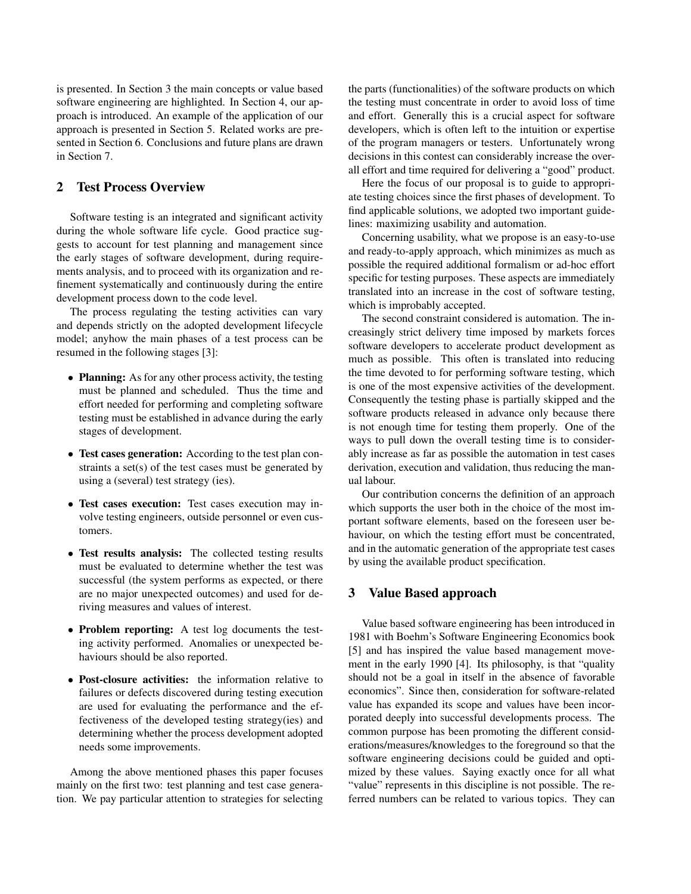is presented. In Section 3 the main concepts or value based software engineering are highlighted. In Section 4, our approach is introduced. An example of the application of our approach is presented in Section 5. Related works are presented in Section 6. Conclusions and future plans are drawn in Section 7.

## 2 Test Process Overview

Software testing is an integrated and significant activity during the whole software life cycle. Good practice suggests to account for test planning and management since the early stages of software development, during requirements analysis, and to proceed with its organization and refinement systematically and continuously during the entire development process down to the code level.

The process regulating the testing activities can vary and depends strictly on the adopted development lifecycle model; anyhow the main phases of a test process can be resumed in the following stages [3]:

- **Planning:** As for any other process activity, the testing must be planned and scheduled. Thus the time and effort needed for performing and completing software testing must be established in advance during the early stages of development.
- **Test cases generation:** According to the test plan constraints a set(s) of the test cases must be generated by using a (several) test strategy (ies).
- **Test cases execution:** Test cases execution may involve testing engineers, outside personnel or even customers.
- **Test results analysis:** The collected testing results must be evaluated to determine whether the test was successful (the system performs as expected, or there are no major unexpected outcomes) and used for deriving measures and values of interest.
- **Problem reporting:** A test log documents the testing activity performed. Anomalies or unexpected behaviours should be also reported.
- **Post-closure activities:** the information relative to failures or defects discovered during testing execution are used for evaluating the performance and the effectiveness of the developed testing strategy(ies) and determining whether the process development adopted needs some improvements.

Among the above mentioned phases this paper focuses mainly on the first two: test planning and test case generation. We pay particular attention to strategies for selecting the parts (functionalities) of the software products on which the testing must concentrate in order to avoid loss of time and effort. Generally this is a crucial aspect for software developers, which is often left to the intuition or expertise of the program managers or testers. Unfortunately wrong decisions in this contest can considerably increase the overall effort and time required for delivering a "good" product.

Here the focus of our proposal is to guide to appropriate testing choices since the first phases of development. To find applicable solutions, we adopted two important guidelines: maximizing usability and automation.

Concerning usability, what we propose is an easy-to-use and ready-to-apply approach, which minimizes as much as possible the required additional formalism or ad-hoc effort specific for testing purposes. These aspects are immediately translated into an increase in the cost of software testing, which is improbably accepted.

The second constraint considered is automation. The increasingly strict delivery time imposed by markets forces software developers to accelerate product development as much as possible. This often is translated into reducing the time devoted to for performing software testing, which is one of the most expensive activities of the development. Consequently the testing phase is partially skipped and the software products released in advance only because there is not enough time for testing them properly. One of the ways to pull down the overall testing time is to considerably increase as far as possible the automation in test cases derivation, execution and validation, thus reducing the manual labour.

Our contribution concerns the definition of an approach which supports the user both in the choice of the most important software elements, based on the foreseen user behaviour, on which the testing effort must be concentrated, and in the automatic generation of the appropriate test cases by using the available product specification.

## 3 Value Based approach

Value based software engineering has been introduced in 1981 with Boehm's Software Engineering Economics book [5] and has inspired the value based management movement in the early 1990 [4]. Its philosophy, is that "quality should not be a goal in itself in the absence of favorable economics". Since then, consideration for software-related value has expanded its scope and values have been incorporated deeply into successful developments process. The common purpose has been promoting the different considerations/measures/knowledges to the foreground so that the software engineering decisions could be guided and optimized by these values. Saying exactly once for all what "value" represents in this discipline is not possible. The referred numbers can be related to various topics. They can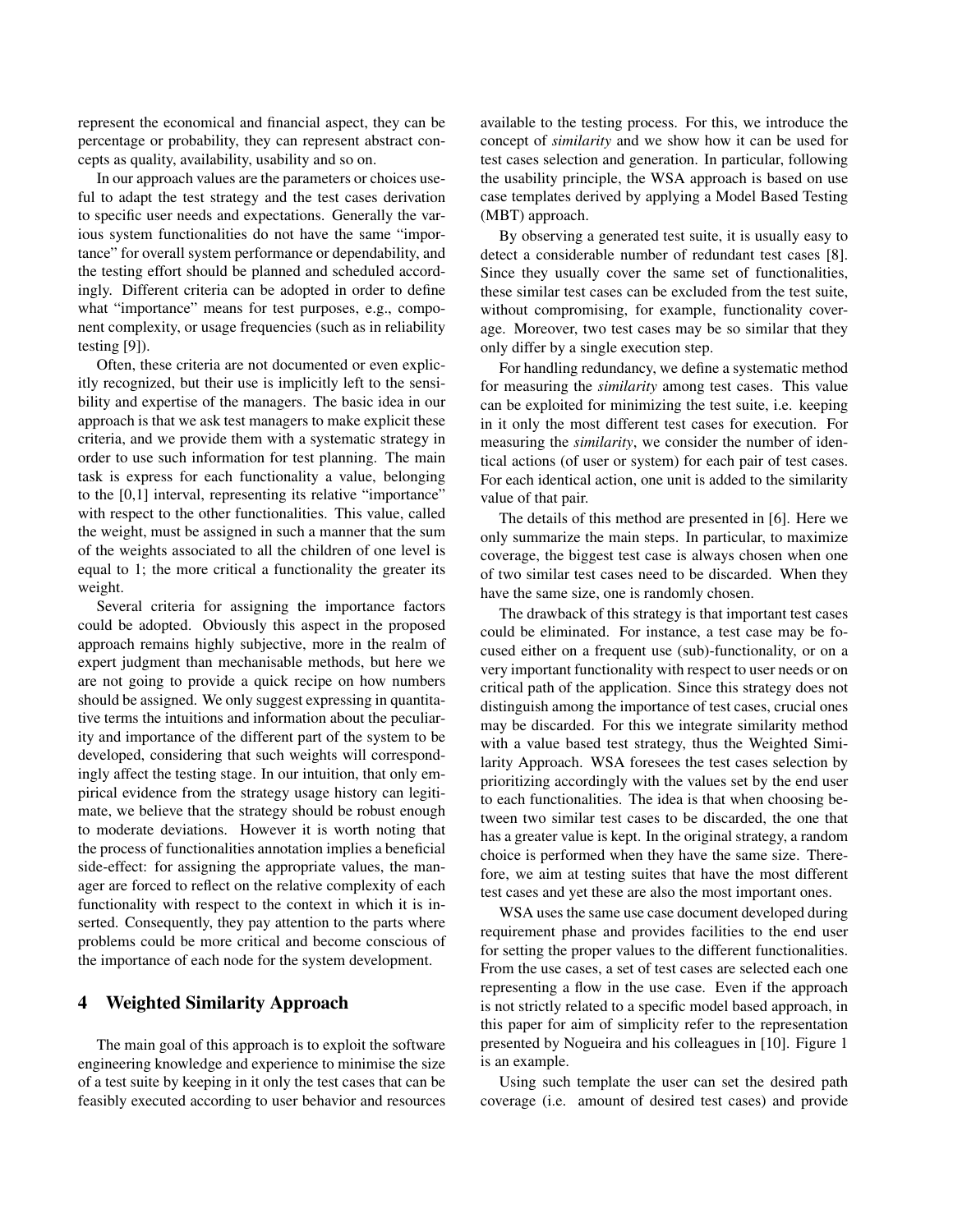represent the economical and financial aspect, they can be percentage or probability, they can represent abstract concepts as quality, availability, usability and so on.

In our approach values are the parameters or choices useful to adapt the test strategy and the test cases derivation to specific user needs and expectations. Generally the various system functionalities do not have the same "importance" for overall system performance or dependability, and the testing effort should be planned and scheduled accordingly. Different criteria can be adopted in order to define what "importance" means for test purposes, e.g., component complexity, or usage frequencies (such as in reliability testing [9]).

Often, these criteria are not documented or even explicitly recognized, but their use is implicitly left to the sensibility and expertise of the managers. The basic idea in our approach is that we ask test managers to make explicit these criteria, and we provide them with a systematic strategy in order to use such information for test planning. The main task is express for each functionality a value, belonging to the [0,1] interval, representing its relative "importance" with respect to the other functionalities. This value, called the weight, must be assigned in such a manner that the sum of the weights associated to all the children of one level is equal to 1; the more critical a functionality the greater its weight.

Several criteria for assigning the importance factors could be adopted. Obviously this aspect in the proposed approach remains highly subjective, more in the realm of expert judgment than mechanisable methods, but here we are not going to provide a quick recipe on how numbers should be assigned. We only suggest expressing in quantitative terms the intuitions and information about the peculiarity and importance of the different part of the system to be developed, considering that such weights will correspondingly affect the testing stage. In our intuition, that only empirical evidence from the strategy usage history can legitimate, we believe that the strategy should be robust enough to moderate deviations. However it is worth noting that the process of functionalities annotation implies a beneficial side-effect: for assigning the appropriate values, the manager are forced to reflect on the relative complexity of each functionality with respect to the context in which it is inserted. Consequently, they pay attention to the parts where problems could be more critical and become conscious of the importance of each node for the system development.

## 4 Weighted Similarity Approach

The main goal of this approach is to exploit the software engineering knowledge and experience to minimise the size of a test suite by keeping in it only the test cases that can be feasibly executed according to user behavior and resources available to the testing process. For this, we introduce the concept of *similarity* and we show how it can be used for test cases selection and generation. In particular, following the usability principle, the WSA approach is based on use case templates derived by applying a Model Based Testing (MBT) approach.

By observing a generated test suite, it is usually easy to detect a considerable number of redundant test cases [8]. Since they usually cover the same set of functionalities, these similar test cases can be excluded from the test suite, without compromising, for example, functionality coverage. Moreover, two test cases may be so similar that they only differ by a single execution step.

For handling redundancy, we define a systematic method for measuring the *similarity* among test cases. This value can be exploited for minimizing the test suite, i.e. keeping in it only the most different test cases for execution. For measuring the *similarity*, we consider the number of identical actions (of user or system) for each pair of test cases. For each identical action, one unit is added to the similarity value of that pair.

The details of this method are presented in [6]. Here we only summarize the main steps. In particular, to maximize coverage, the biggest test case is always chosen when one of two similar test cases need to be discarded. When they have the same size, one is randomly chosen.

The drawback of this strategy is that important test cases could be eliminated. For instance, a test case may be focused either on a frequent use (sub)-functionality, or on a very important functionality with respect to user needs or on critical path of the application. Since this strategy does not distinguish among the importance of test cases, crucial ones may be discarded. For this we integrate similarity method with a value based test strategy, thus the Weighted Similarity Approach. WSA foresees the test cases selection by prioritizing accordingly with the values set by the end user to each functionalities. The idea is that when choosing between two similar test cases to be discarded, the one that has a greater value is kept. In the original strategy, a random choice is performed when they have the same size. Therefore, we aim at testing suites that have the most different test cases and yet these are also the most important ones.

WSA uses the same use case document developed during requirement phase and provides facilities to the end user for setting the proper values to the different functionalities. From the use cases, a set of test cases are selected each one representing a flow in the use case. Even if the approach is not strictly related to a specific model based approach, in this paper for aim of simplicity refer to the representation presented by Nogueira and his colleagues in [10]. Figure 1 is an example.

Using such template the user can set the desired path coverage (i.e. amount of desired test cases) and provide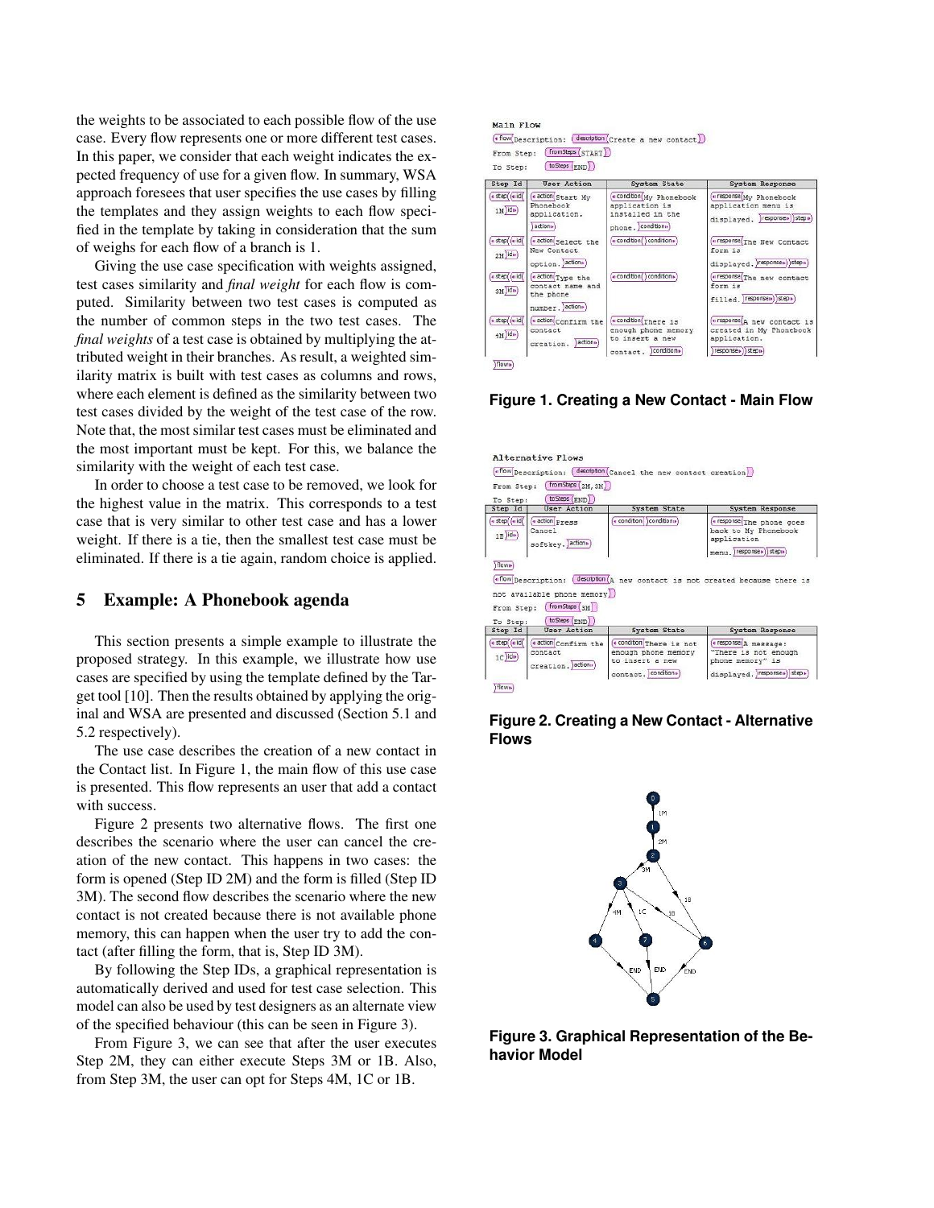the weights to be associated to each possible flow of the use case. Every flow represents one or more different test cases. In this paper, we consider that each weight indicates the expected frequency of use for a given flow. In summary, WSA approach foresees that user specifies the use cases by filling the templates and they assign weights to each flow specified in the template by taking in consideration that the sum of weighs for each flow of a branch is 1.

Giving the use case specification with weights assigned, test cases similarity and *final weight* for each flow is computed. Similarity between two test cases is computed as the number of common steps in the two test cases. The *final weights* of a test case is obtained by multiplying the attributed weight in their branches. As result, a weighted similarity matrix is built with test cases as columns and rows, where each element is defined as the similarity between two test cases divided by the weight of the test case of the row. Note that, the most similar test cases must be eliminated and the most important must be kept. For this, we balance the similarity with the weight of each test case.

In order to choose a test case to be removed, we look for the highest value in the matrix. This corresponds to a test case that is very similar to other test case and has a lower weight. If there is a tie, then the smallest test case must be eliminated. If there is a tie again, random choice is applied.

## 5 Example: A Phonebook agenda

This section presents a simple example to illustrate the proposed strategy. In this example, we illustrate how use cases are specified by using the template defined by the Target tool [10]. Then the results obtained by applying the original and WSA are presented and discussed (Section 5.1 and 5.2 respectively).

The use case describes the creation of a new contact in the Contact list. In Figure 1, the main flow of this use case is presented. This flow represents an user that add a contact with success.

Figure 2 presents two alternative flows. The first one describes the scenario where the user can cancel the creation of the new contact. This happens in two cases: the form is opened (Step ID 2M) and the form is filled (Step ID 3M). The second flow describes the scenario where the new contact is not created because there is not available phone memory, this can happen when the user try to add the contact (after filling the form, that is, Step ID 3M).

By following the Step IDs, a graphical representation is automatically derived and used for test case selection. This model can also be used by test designers as an alternate view of the specified behaviour (this can be seen in Figure 3).

From Figure 3, we can see that after the user executes Step 2M, they can either execute Steps 3M or 1B. Also, from Step 3M, the user can opt for Steps 4M, 1C or 1B.

Main Flow
Description: Create a new contact
From Step: START
To Step: END

| Step Id | User Action | System State | System Response |
|---|---|---|---|
| 1M | Start My Phonebook application. | My Phonebook application is installed in the phone. | My Phonebook application menu is displayed. |
| 2M | Select the New Contact option. | | The New Contact form is displayed. |
| 3M | Type the contact name and the phone number. | | The new contact form is filled. |
| 4M | Confirm the contact creation. | There is enough phone memory to insert a new contact. | A new contact is created in My Phonebook application. |

**Figure 1. Creating a New Contact - Main Flow**

Alternative Flows
Description: Cancel the new contact creation
From Step: 2M, 3M
To Step: END

| Step Id | User Action | System State | System Response |
|---|---|---|---|
| 1B | Press Cancel softkey. | | The phone goes back to My Phonebook application menu. |

Description: A new contact is not created because there is not available phone memory
From Step: 3M
To Step: END

| Step Id | User Action | System State | System Response |
|---|---|---|---|
| 1C | Confirm the contact creation. | There is not enough phone memory to insert a new contact. | A message: "There is not enough phone memory" is displayed. |

**Figure 2. Creating a New Contact - Alternative Flows**

**Figure 3. Graphical Representation of the Behavior Model**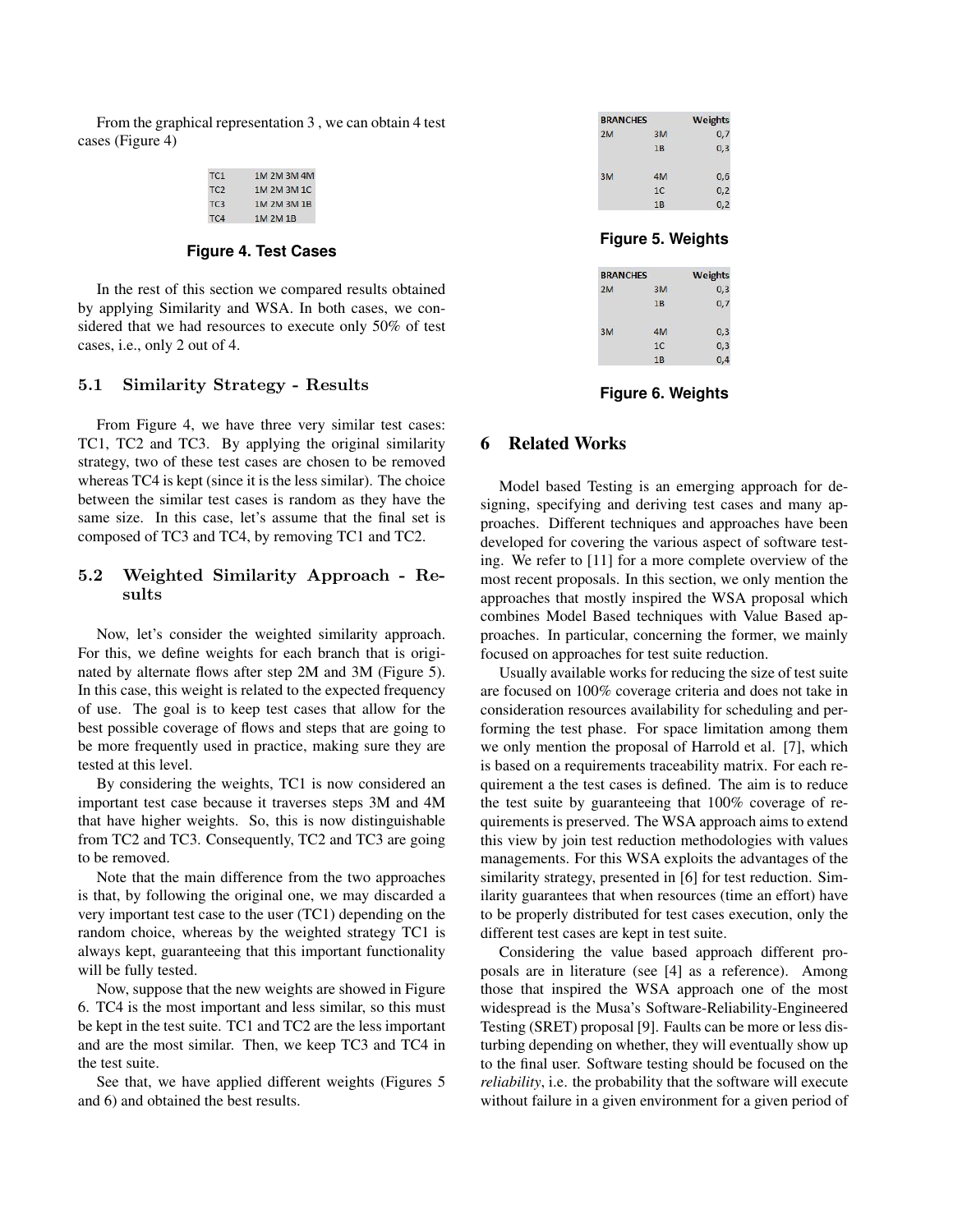From the graphical representation 3 , we can obtain 4 test cases (Figure 4)

| | |
|---|---|
| TC1 | 1M 2M 3M 4M |
| TC2 | 1M 2M 3M 1C |
| TC3 | 1M 2M 3M 1B |
| TC4 | 1M 2M 1B |

**Figure 4. Test Cases**

In the rest of this section we compared results obtained by applying Similarity and WSA. In both cases, we considered that we had resources to execute only 50% of test cases, i.e., only 2 out of 4.

### 5.1 Similarity Strategy - Results

From Figure 4, we have three very similar test cases: TC1, TC2 and TC3. By applying the original similarity strategy, two of these test cases are chosen to be removed whereas TC4 is kept (since it is the less similar). The choice between the similar test cases is random as they have the same size. In this case, let's assume that the final set is composed of TC3 and TC4, by removing TC1 and TC2.

### 5.2 Weighted Similarity Approach - Results

Now, let's consider the weighted similarity approach. For this, we define weights for each branch that is originated by alternate flows after step 2M and 3M (Figure 5). In this case, this weight is related to the expected frequency of use. The goal is to keep test cases that allow for the best possible coverage of flows and steps that are going to be more frequently used in practice, making sure they are tested at this level.

By considering the weights, TC1 is now considered an important test case because it traverses steps 3M and 4M that have higher weights. So, this is now distinguishable from TC2 and TC3. Consequently, TC2 and TC3 are going to be removed.

Note that the main difference from the two approaches is that, by following the original one, we may discarded a very important test case to the user (TC1) depending on the random choice, whereas by the weighted strategy TC1 is always kept, guaranteeing that this important functionality will be fully tested.

Now, suppose that the new weights are showed in Figure 6. TC4 is the most important and less similar, so this must be kept in the test suite. TC1 and TC2 are the less important and are the most similar. Then, we keep TC3 and TC4 in the test suite.

See that, we have applied different weights (Figures 5 and 6) and obtained the best results.

| BRANCHES | | Weights |
|---|---|---|
| 2M | 3M | 0,7 |
| | 1B | 0,3 |
| 3M | 4M | 0,6 |
| | 1C | 0,2 |
| | 1B | 0,2 |

**Figure 5. Weights**

| BRANCHES | | Weights |
|---|---|---|
| 2M | 3M | 0,3 |
| | 1B | 0,7 |
| 3M | 4M | 0,3 |
| | 1C | 0,3 |
| | 1B | 0,4 |

**Figure 6. Weights**

## 6 Related Works

Model based Testing is an emerging approach for designing, specifying and deriving test cases and many approaches. Different techniques and approaches have been developed for covering the various aspect of software testing. We refer to [11] for a more complete overview of the most recent proposals. In this section, we only mention the approaches that mostly inspired the WSA proposal which combines Model Based techniques with Value Based approaches. In particular, concerning the former, we mainly focused on approaches for test suite reduction.

Usually available works for reducing the size of test suite are focused on 100% coverage criteria and does not take in consideration resources availability for scheduling and performing the test phase. For space limitation among them we only mention the proposal of Harrold et al. [7], which is based on a requirements traceability matrix. For each requirement a the test cases is defined. The aim is to reduce the test suite by guaranteeing that 100% coverage of requirements is preserved. The WSA approach aims to extend this view by join test reduction methodologies with values managements. For this WSA exploits the advantages of the similarity strategy, presented in [6] for test reduction. Similarity guarantees that when resources (time an effort) have to be properly distributed for test cases execution, only the different test cases are kept in test suite.

Considering the value based approach different proposals are in literature (see [4] as a reference). Among those that inspired the WSA approach one of the most widespread is the Musa's Software-Reliability-Engineered Testing (SRET) proposal [9]. Faults can be more or less disturbing depending on whether, they will eventually show up to the final user. Software testing should be focused on the *reliability*, i.e. the probability that the software will execute without failure in a given environment for a given period of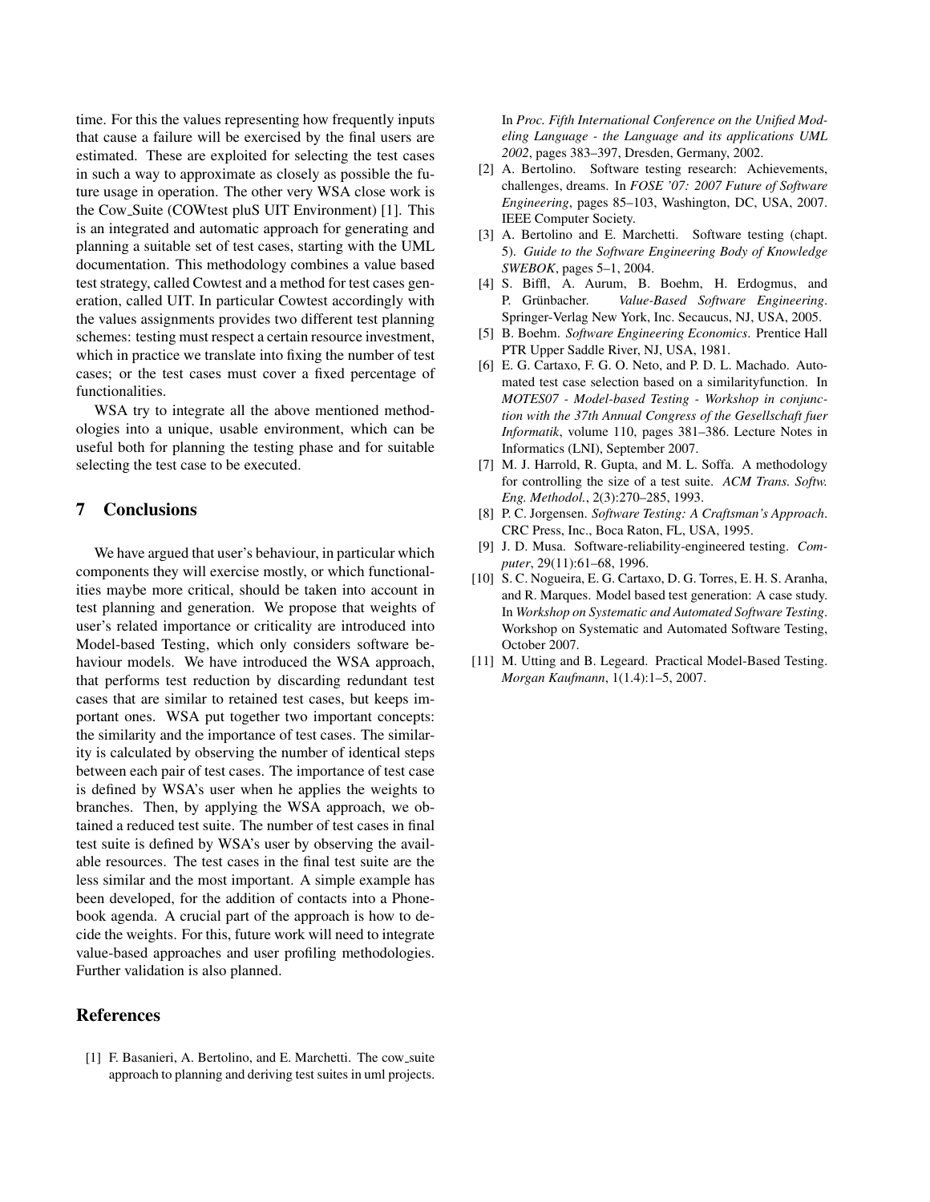time. For this the values representing how frequently inputs that cause a failure will be exercised by the final users are estimated. These are exploited for selecting the test cases in such a way to approximate as closely as possible the future usage in operation. The other very WSA close work is the Cow_Suite (COWtest pluS UIT Environment) [1]. This is an integrated and automatic approach for generating and planning a suitable set of test cases, starting with the UML documentation. This methodology combines a value based test strategy, called Cowtest and a method for test cases generation, called UIT. In particular Cowtest accordingly with the values assignments provides two different test planning schemes: testing must respect a certain resource investment, which in practice we translate into fixing the number of test cases; or the test cases must cover a fixed percentage of functionalities.

WSA try to integrate all the above mentioned methodologies into a unique, usable environment, which can be useful both for planning the testing phase and for suitable selecting the test case to be executed.

## 7 Conclusions

We have argued that user's behaviour, in particular which components they will exercise mostly, or which functionalities maybe more critical, should be taken into account in test planning and generation. We propose that weights of user's related importance or criticality are introduced into Model-based Testing, which only considers software behaviour models. We have introduced the WSA approach, that performs test reduction by discarding redundant test cases that are similar to retained test cases, but keeps important ones. WSA put together two important concepts: the similarity and the importance of test cases. The similarity is calculated by observing the number of identical steps between each pair of test cases. The importance of test case is defined by WSA's user when he applies the weights to branches. Then, by applying the WSA approach, we obtained a reduced test suite. The number of test cases in final test suite is defined by WSA's user by observing the available resources. The test cases in the final test suite are the less similar and the most important. A simple example has been developed, for the addition of contacts into a Phonebook agenda. A crucial part of the approach is how to decide the weights. For this, future work will need to integrate value-based approaches and user profiling methodologies. Further validation is also planned.

## References

[1] F. Basanieri, A. Bertolino, and E. Marchetti. The cow_suite approach to planning and deriving test suites in uml projects. In *Proc. Fifth International Conference on the Unified Modeling Language - the Language and its applications UML 2002*, pages 383–397, Dresden, Germany, 2002.

[2] A. Bertolino. Software testing research: Achievements, challenges, dreams. In *FOSE '07: 2007 Future of Software Engineering*, pages 85–103, Washington, DC, USA, 2007. IEEE Computer Society.

[3] A. Bertolino and E. Marchetti. Software testing (chapt. 5). *Guide to the Software Engineering Body of Knowledge SWEBOK*, pages 5–1, 2004.

[4] S. Biffl, A. Aurum, B. Boehm, H. Erdogmus, and P. Grünbacher. *Value-Based Software Engineering*. Springer-Verlag New York, Inc. Secaucus, NJ, USA, 2005.

[5] B. Boehm. *Software Engineering Economics*. Prentice Hall PTR Upper Saddle River, NJ, USA, 1981.

[6] E. G. Cartaxo, F. G. O. Neto, and P. D. L. Machado. Automated test case selection based on a similarityfunction. In *MOTES07 - Model-based Testing - Workshop in conjunction with the 37th Annual Congress of the Gesellschaft fuer Informatik*, volume 110, pages 381–386. Lecture Notes in Informatics (LNI), September 2007.

[7] M. J. Harrold, R. Gupta, and M. L. Soffa. A methodology for controlling the size of a test suite. *ACM Trans. Softw. Eng. Methodol.*, 2(3):270–285, 1993.

[8] P. C. Jorgensen. *Software Testing: A Craftsman's Approach*. CRC Press, Inc., Boca Raton, FL, USA, 1995.

[9] J. D. Musa. Software-reliability-engineered testing. *Computer*, 29(11):61–68, 1996.

[10] S. C. Nogueira, E. G. Cartaxo, D. G. Torres, E. H. S. Aranha, and R. Marques. Model based test generation: A case study. In *Workshop on Systematic and Automated Software Testing*. Workshop on Systematic and Automated Software Testing, October 2007.

[11] M. Utting and B. Legeard. Practical Model-Based Testing. *Morgan Kaufmann*, 1(1.4):1–5, 2007.